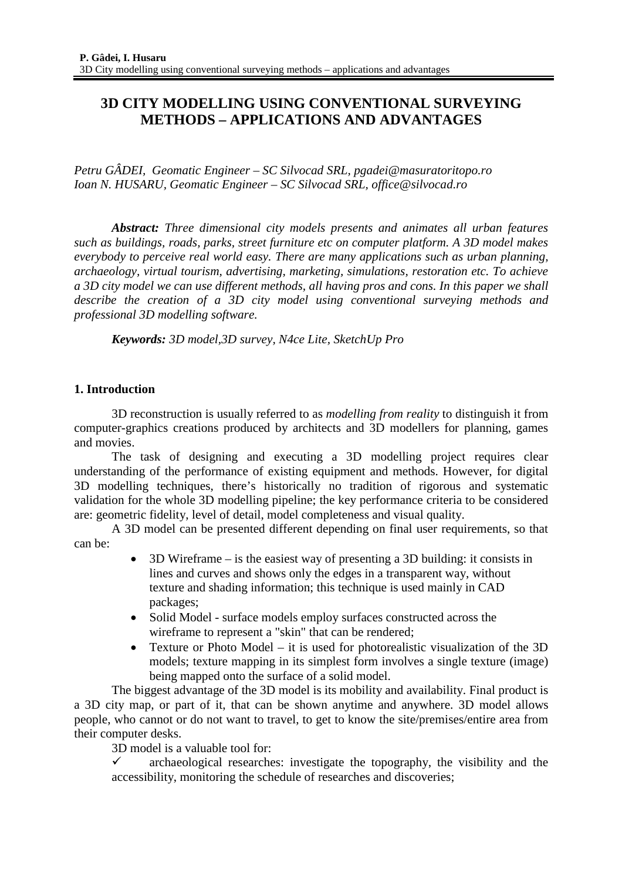# 3D CITY MODELLING USING CONVENTIONAL SURVEYING METHODS – APPLICATIONS AND ADVANTAGES

*Petru GÂDEI, Geomatic Engineer – SC Silvocad SRL, pgadei@masuratoritopo.ro*
*Ioan N. HUSARU, Geomatic Engineer – SC Silvocad SRL, office@silvocad.ro*

***Abstract:*** *Three dimensional city models presents and animates all urban features such as buildings, roads, parks, street furniture etc on computer platform. A 3D model makes everybody to perceive real world easy. There are many applications such as urban planning, archaeology, virtual tourism, advertising, marketing, simulations, restoration etc. To achieve a 3D city model we can use different methods, all having pros and cons. In this paper we shall describe the creation of a 3D city model using conventional surveying methods and professional 3D modelling software.*

***Keywords:*** *3D model,3D survey, N4ce Lite, SketchUp Pro*

## 1. Introduction

3D reconstruction is usually referred to as *modelling from reality* to distinguish it from computer-graphics creations produced by architects and 3D modellers for planning, games and movies.

The task of designing and executing a 3D modelling project requires clear understanding of the performance of existing equipment and methods. However, for digital 3D modelling techniques, there's historically no tradition of rigorous and systematic validation for the whole 3D modelling pipeline; the key performance criteria to be considered are: geometric fidelity, level of detail, model completeness and visual quality.

A 3D model can be presented different depending on final user requirements, so that can be:

- 3D Wireframe – is the easiest way of presenting a 3D building: it consists in lines and curves and shows only the edges in a transparent way, without texture and shading information; this technique is used mainly in CAD packages;
- Solid Model - surface models employ surfaces constructed across the wireframe to represent a "skin" that can be rendered;
- Texture or Photo Model – it is used for photorealistic visualization of the 3D models; texture mapping in its simplest form involves a single texture (image) being mapped onto the surface of a solid model.

The biggest advantage of the 3D model is its mobility and availability. Final product is a 3D city map, or part of it, that can be shown anytime and anywhere. 3D model allows people, who cannot or do not want to travel, to get to know the site/premises/entire area from their computer desks.

3D model is a valuable tool for:

✓ archaeological researches: investigate the topography, the visibility and the accessibility, monitoring the schedule of researches and discoveries;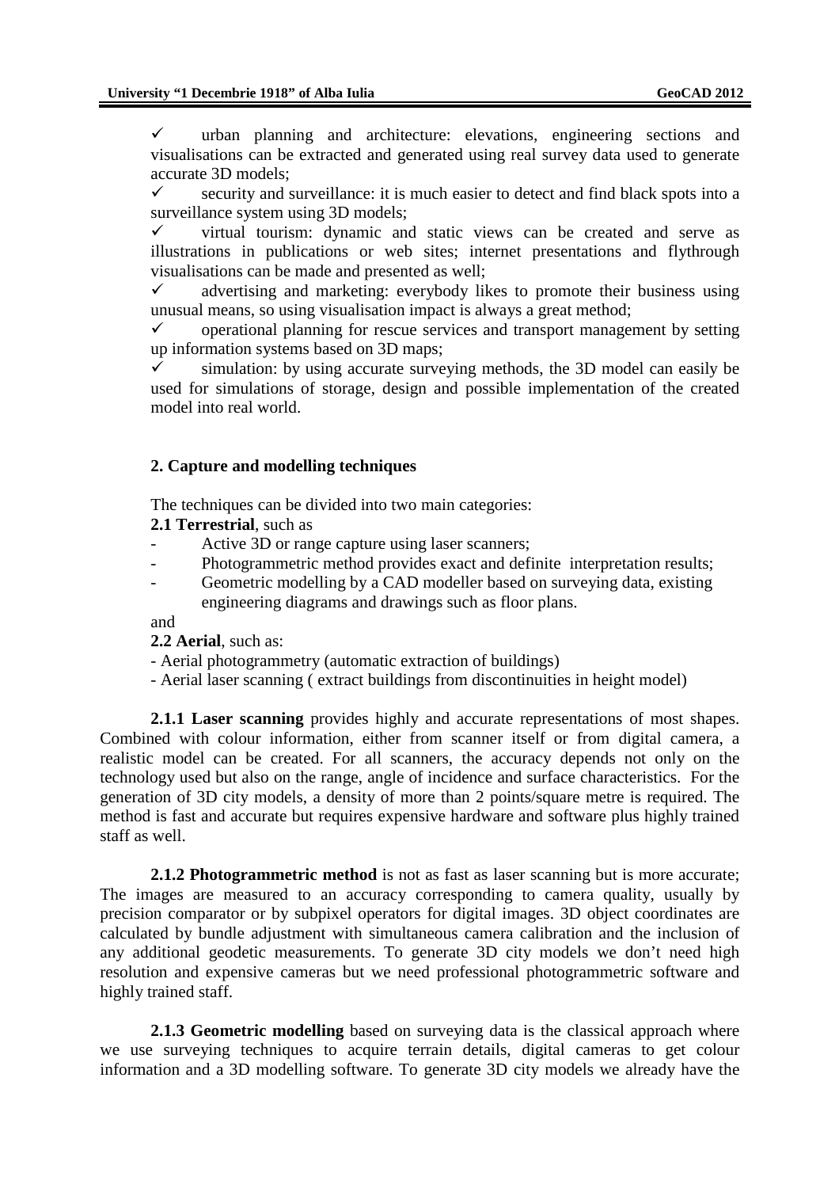- ✓ urban planning and architecture: elevations, engineering sections and visualisations can be extracted and generated using real survey data used to generate accurate 3D models;
- ✓ security and surveillance: it is much easier to detect and find black spots into a surveillance system using 3D models;
- ✓ virtual tourism: dynamic and static views can be created and serve as illustrations in publications or web sites; internet presentations and flythrough visualisations can be made and presented as well;
- ✓ advertising and marketing: everybody likes to promote their business using unusual means, so using visualisation impact is always a great method;
- ✓ operational planning for rescue services and transport management by setting up information systems based on 3D maps;
- ✓ simulation: by using accurate surveying methods, the 3D model can easily be used for simulations of storage, design and possible implementation of the created model into real world.

## 2. Capture and modelling techniques

The techniques can be divided into two main categories:

**2.1 Terrestrial**, such as

- Active 3D or range capture using laser scanners;
- Photogrammetric method provides exact and definite interpretation results;
- Geometric modelling by a CAD modeller based on surveying data, existing engineering diagrams and drawings such as floor plans.

and

**2.2 Aerial**, such as:

- Aerial photogrammetry (automatic extraction of buildings)
- Aerial laser scanning ( extract buildings from discontinuities in height model)

**2.1.1 Laser scanning** provides highly and accurate representations of most shapes. Combined with colour information, either from scanner itself or from digital camera, a realistic model can be created. For all scanners, the accuracy depends not only on the technology used but also on the range, angle of incidence and surface characteristics. For the generation of 3D city models, a density of more than 2 points/square metre is required. The method is fast and accurate but requires expensive hardware and software plus highly trained staff as well.

**2.1.2 Photogrammetric method** is not as fast as laser scanning but is more accurate; The images are measured to an accuracy corresponding to camera quality, usually by precision comparator or by subpixel operators for digital images. 3D object coordinates are calculated by bundle adjustment with simultaneous camera calibration and the inclusion of any additional geodetic measurements. To generate 3D city models we don't need high resolution and expensive cameras but we need professional photogrammetric software and highly trained staff.

**2.1.3 Geometric modelling** based on surveying data is the classical approach where we use surveying techniques to acquire terrain details, digital cameras to get colour information and a 3D modelling software. To generate 3D city models we already have the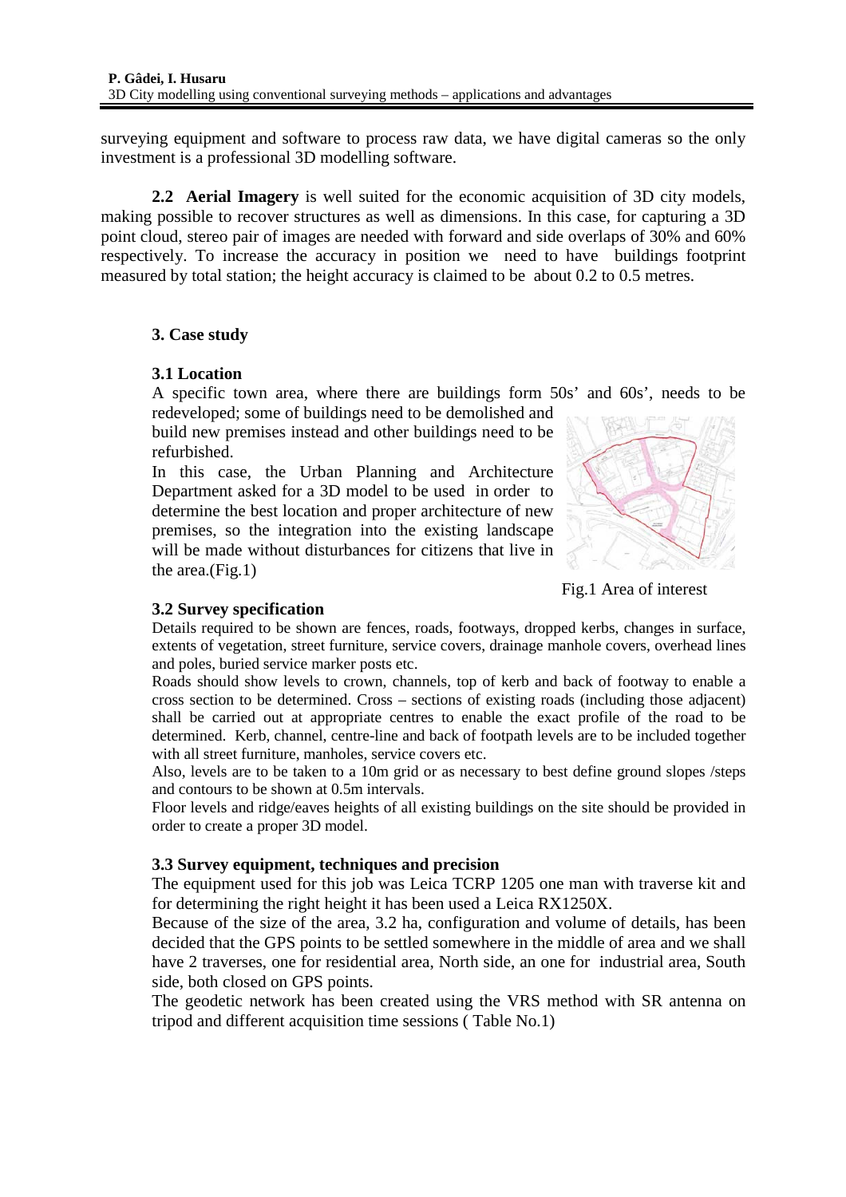surveying equipment and software to process raw data, we have digital cameras so the only investment is a professional 3D modelling software.

**2.2 Aerial Imagery** is well suited for the economic acquisition of 3D city models, making possible to recover structures as well as dimensions. In this case, for capturing a 3D point cloud, stereo pair of images are needed with forward and side overlaps of 30% and 60% respectively. To increase the accuracy in position we need to have buildings footprint measured by total station; the height accuracy is claimed to be about 0.2 to 0.5 metres.

### 3. Case study

#### 3.1 Location

A specific town area, where there are buildings form 50s' and 60s', needs to be redeveloped; some of buildings need to be demolished and build new premises instead and other buildings need to be refurbished.

In this case, the Urban Planning and Architecture Department asked for a 3D model to be used in order to determine the best location and proper architecture of new premises, so the integration into the existing landscape will be made without disturbances for citizens that live in the area.(Fig.1)

Fig.1 Area of interest

#### 3.2 Survey specification

Details required to be shown are fences, roads, footways, dropped kerbs, changes in surface, extents of vegetation, street furniture, service covers, drainage manhole covers, overhead lines and poles, buried service marker posts etc.

Roads should show levels to crown, channels, top of kerb and back of footway to enable a cross section to be determined. Cross – sections of existing roads (including those adjacent) shall be carried out at appropriate centres to enable the exact profile of the road to be determined. Kerb, channel, centre-line and back of footpath levels are to be included together with all street furniture, manholes, service covers etc.

Also, levels are to be taken to a 10m grid or as necessary to best define ground slopes /steps and contours to be shown at 0.5m intervals.

Floor levels and ridge/eaves heights of all existing buildings on the site should be provided in order to create a proper 3D model.

#### 3.3 Survey equipment, techniques and precision

The equipment used for this job was Leica TCRP 1205 one man with traverse kit and for determining the right height it has been used a Leica RX1250X.

Because of the size of the area, 3.2 ha, configuration and volume of details, has been decided that the GPS points to be settled somewhere in the middle of area and we shall have 2 traverses, one for residential area, North side, an one for industrial area, South side, both closed on GPS points.

The geodetic network has been created using the VRS method with SR antenna on tripod and different acquisition time sessions ( Table No.1)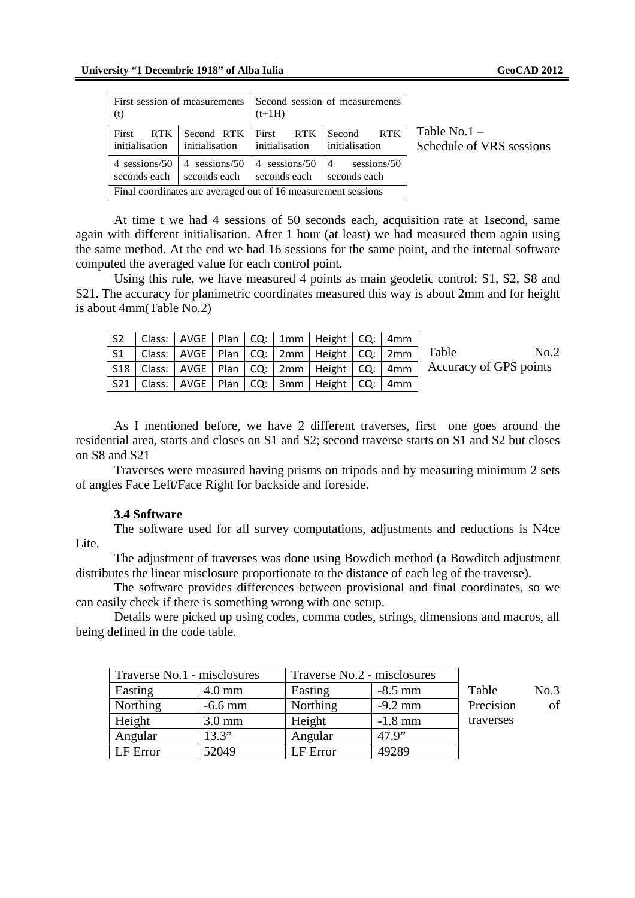| First session of measurements (t) | | Second session of measurements (t+1H) | |
|---|---|---|---|
| First RTK initialisation | Second RTK initialisation | First RTK initialisation | Second RTK initialisation |
| 4 sessions/50 seconds each | 4 sessions/50 seconds each | 4 sessions/50 seconds each | 4 sessions/50 seconds each |
| Final coordinates are averaged out of 16 measurement sessions | | | |

Table No.1 – Schedule of VRS sessions

At time t we had 4 sessions of 50 seconds each, acquisition rate at 1second, same again with different initialisation. After 1 hour (at least) we had measured them again using the same method. At the end we had 16 sessions for the same point, and the internal software computed the averaged value for each control point.

Using this rule, we have measured 4 points as main geodetic control: S1, S2, S8 and S21. The accuracy for planimetric coordinates measured this way is about 2mm and for height is about 4mm(Table No.2)

| | | | | | | | | |
|---|---|---|---|---|---|---|---|---|
| S2 | Class: | AVGE | Plan | CQ: | 1mm | Height | CQ: | 4mm |
| S1 | Class: | AVGE | Plan | CQ: | 2mm | Height | CQ: | 2mm |
| S18 | Class: | AVGE | Plan | CQ: | 2mm | Height | CQ: | 4mm |
| S21 | Class: | AVGE | Plan | CQ: | 3mm | Height | CQ: | 4mm |

Table No.2 Accuracy of GPS points

As I mentioned before, we have 2 different traverses, first one goes around the residential area, starts and closes on S1 and S2; second traverse starts on S1 and S2 but closes on S8 and S21

Traverses were measured having prisms on tripods and by measuring minimum 2 sets of angles Face Left/Face Right for backside and foreside.

### 3.4 Software

The software used for all survey computations, adjustments and reductions is N4ce Lite.

The adjustment of traverses was done using Bowdich method (a Bowditch adjustment distributes the linear misclosure proportionate to the distance of each leg of the traverse).

The software provides differences between provisional and final coordinates, so we can easily check if there is something wrong with one setup.

Details were picked up using codes, comma codes, strings, dimensions and macros, all being defined in the code table.

| Traverse No.1 - misclosures | | Traverse No.2 - misclosures | |
|---|---|---|---|
| Easting | 4.0 mm | Easting | -8.5 mm |
| Northing | -6.6 mm | Northing | -9.2 mm |
| Height | 3.0 mm | Height | -1.8 mm |
| Angular | 13.3” | Angular | 47.9” |
| LF Error | 52049 | LF Error | 49289 |

Table No.3 Precision of traverses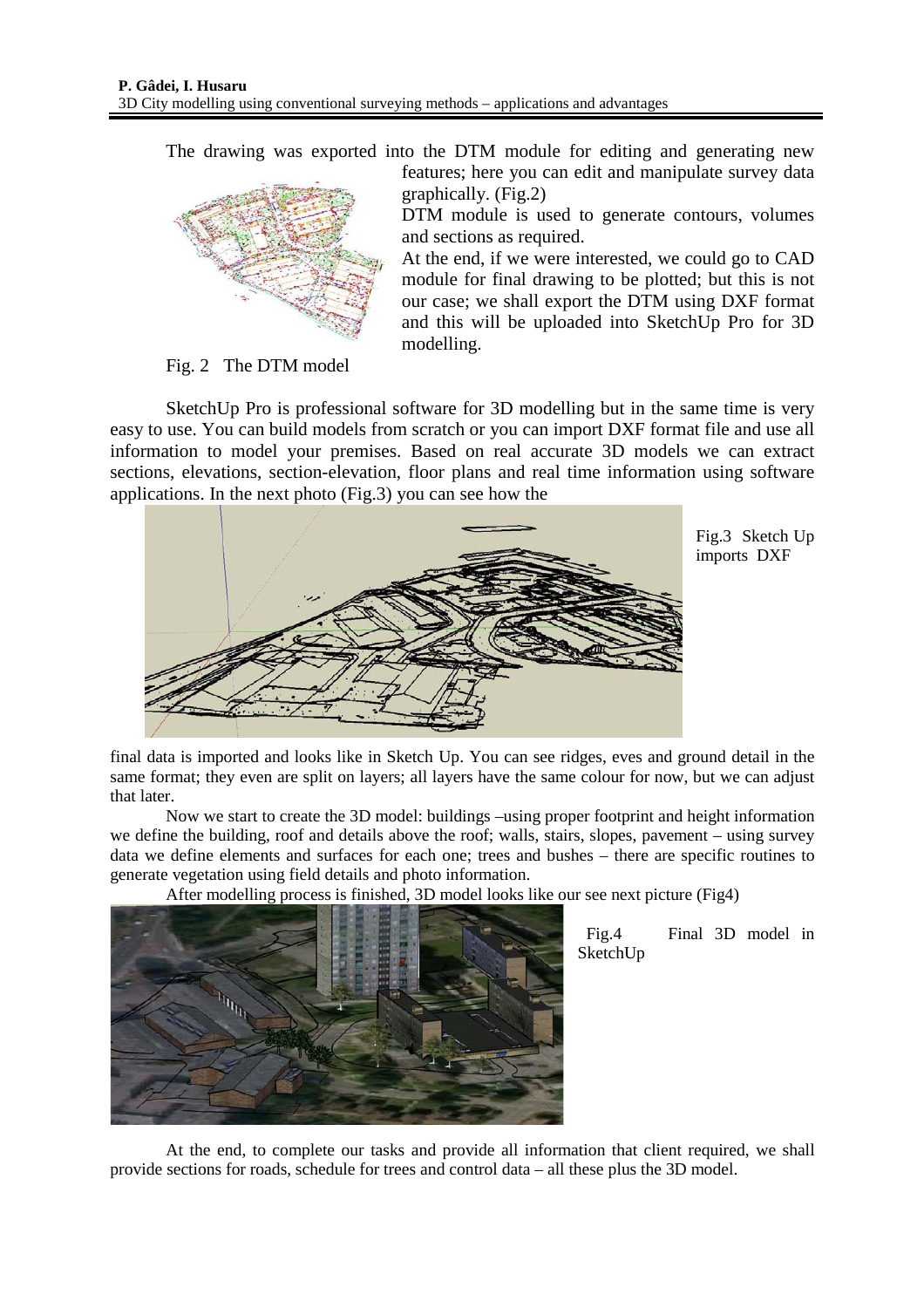The drawing was exported into the DTM module for editing and generating new features; here you can edit and manipulate survey data graphically. (Fig.2)

DTM module is used to generate contours, volumes and sections as required.

At the end, if we were interested, we could go to CAD module for final drawing to be plotted; but this is not our case; we shall export the DTM using DXF format and this will be uploaded into SketchUp Pro for 3D modelling.

Fig. 2 The DTM model

SketchUp Pro is professional software for 3D modelling but in the same time is very easy to use. You can build models from scratch or you can import DXF format file and use all information to model your premises. Based on real accurate 3D models we can extract sections, elevations, section-elevation, floor plans and real time information using software applications. In the next photo (Fig.3) you can see how the final data is imported and looks like in Sketch Up. You can see ridges, eves and ground detail in the same format; they even are split on layers; all layers have the same colour for now, but we can adjust that later.

Fig.3 Sketch Up imports DXF

Now we start to create the 3D model: buildings –using proper footprint and height information we define the building, roof and details above the roof; walls, stairs, slopes, pavement – using survey data we define elements and surfaces for each one; trees and bushes – there are specific routines to generate vegetation using field details and photo information.

After modelling process is finished, 3D model looks like our see next picture (Fig4)

Fig.4 Final 3D model in SketchUp

At the end, to complete our tasks and provide all information that client required, we shall provide sections for roads, schedule for trees and control data – all these plus the 3D model.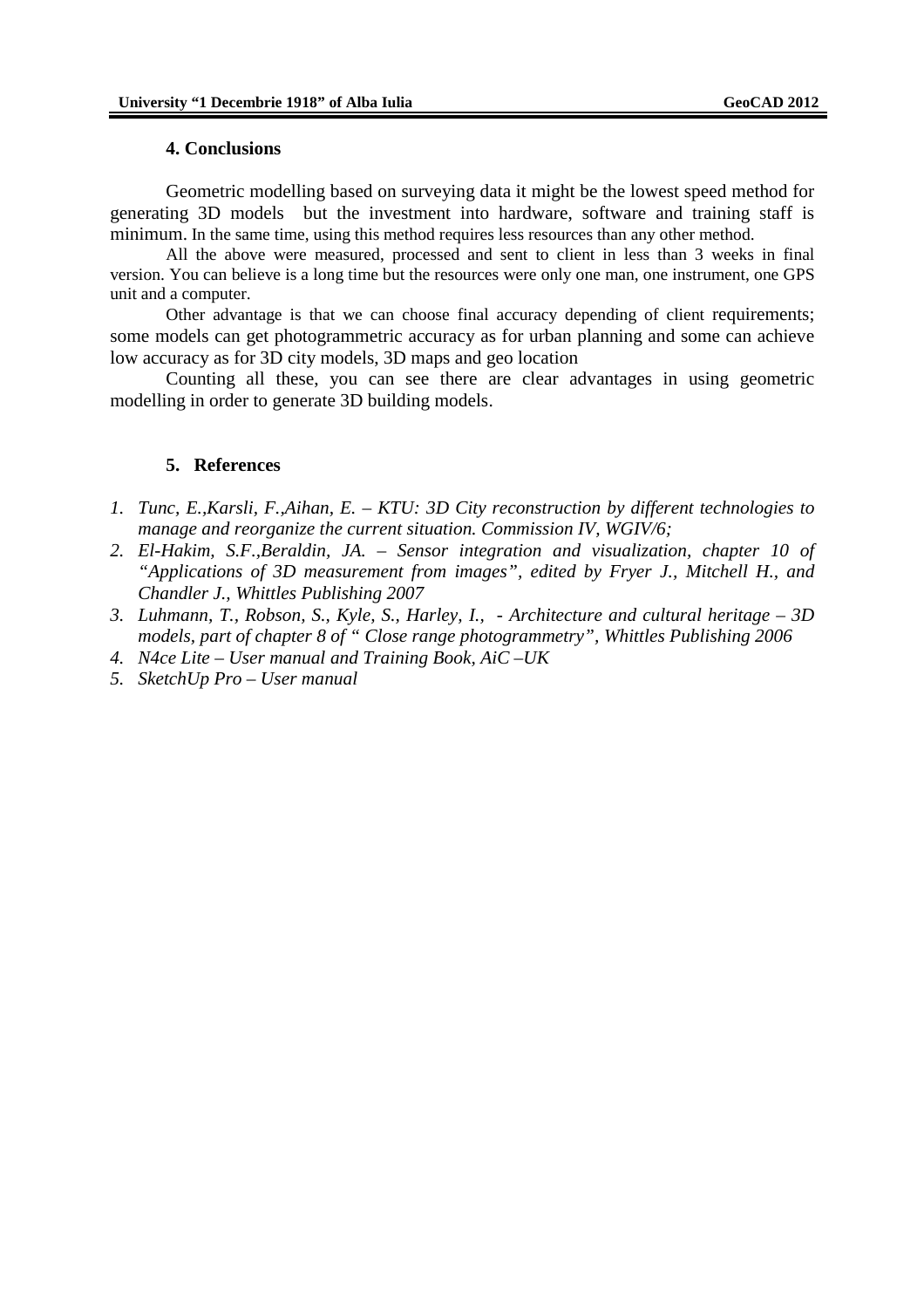## 4. Conclusions

Geometric modelling based on surveying data it might be the lowest speed method for generating 3D models but the investment into hardware, software and training staff is minimum. In the same time, using this method requires less resources than any other method.

All the above were measured, processed and sent to client in less than 3 weeks in final version. You can believe is a long time but the resources were only one man, one instrument, one GPS unit and a computer.

Other advantage is that we can choose final accuracy depending of client requirements; some models can get photogrammetric accuracy as for urban planning and some can achieve low accuracy as for 3D city models, 3D maps and geo location

Counting all these, you can see there are clear advantages in using geometric modelling in order to generate 3D building models.

## 5. References

1. *Tunc, E.,Karsli, F.,Aihan, E. – KTU: 3D City reconstruction by different technologies to manage and reorganize the current situation. Commission IV, WGIV/6;*
2. *El-Hakim, S.F.,Beraldin, JA. – Sensor integration and visualization, chapter 10 of "Applications of 3D measurement from images", edited by Fryer J., Mitchell H., and Chandler J., Whittles Publishing 2007*
3. *Luhmann, T., Robson, S., Kyle, S., Harley, I., - Architecture and cultural heritage – 3D models, part of chapter 8 of " Close range photogrammetry", Whittles Publishing 2006*
4. *N4ce Lite – User manual and Training Book, AiC –UK*
5. *SketchUp Pro – User manual*